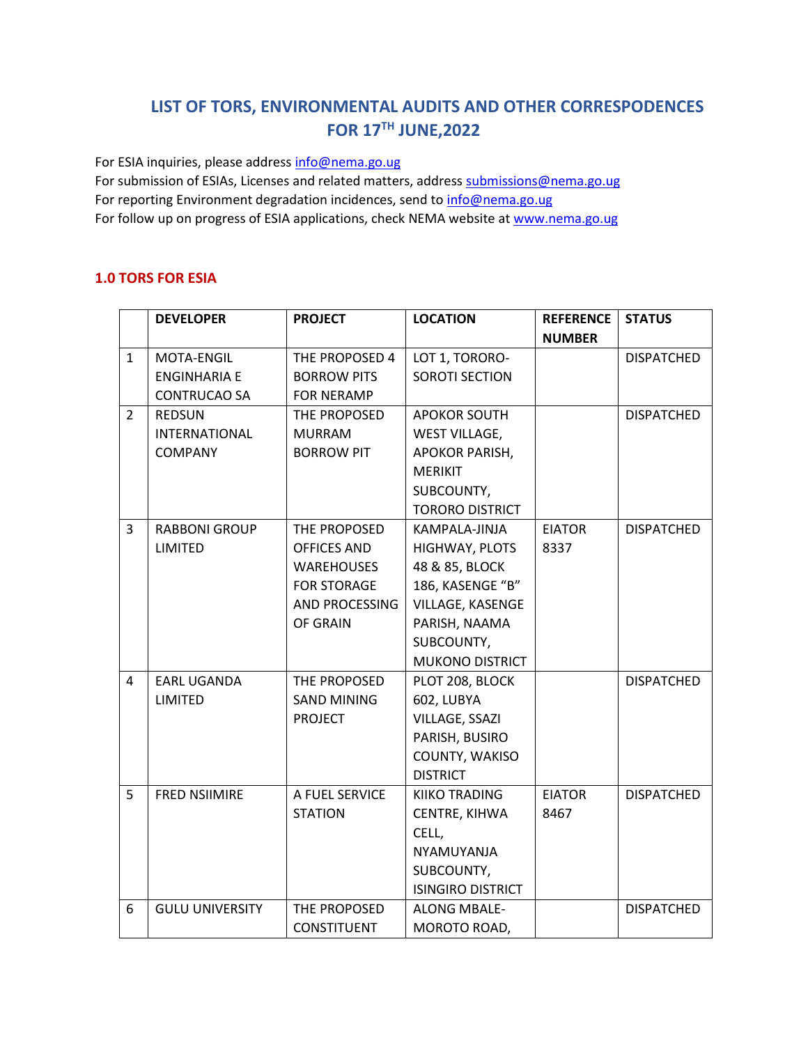# LIST OF TORS, ENVIRONMENTAL AUDITS AND OTHER CORRESPODENCES FOR 17TH JUNE,2022

For ESIA inquiries, please address info@nema.go.ug
For submission of ESIAs, Licenses and related matters, address submissions@nema.go.ug
For reporting Environment degradation incidences, send to info@nema.go.ug
For follow up on progress of ESIA applications, check NEMA website at www.nema.go.ug

## 1.0 TORS FOR ESIA

| | DEVELOPER | PROJECT | LOCATION | REFERENCE NUMBER | STATUS |
|---|---|---|---|---|---|
| 1 | MOTA-ENGIL ENGINHARIA E CONTRUCAO SA | THE PROPOSED 4 BORROW PITS FOR NERAMP | LOT 1, TORORO-SOROTI SECTION | | DISPATCHED |
| 2 | REDSUN INTERNATIONAL COMPANY | THE PROPOSED MURRAM BORROW PIT | APOKOR SOUTH WEST VILLAGE, APOKOR PARISH, MERIKIT SUBCOUNTY, TORORO DISTRICT | | DISPATCHED |
| 3 | RABBONI GROUP LIMITED | THE PROPOSED OFFICES AND WAREHOUSES FOR STORAGE AND PROCESSING OF GRAIN | KAMPALA-JINJA HIGHWAY, PLOTS 48 & 85, BLOCK 186, KASENGE "B" VILLAGE, KASENGE PARISH, NAAMA SUBCOUNTY, MUKONO DISTRICT | EIATOR 8337 | DISPATCHED |
| 4 | EARL UGANDA LIMITED | THE PROPOSED SAND MINING PROJECT | PLOT 208, BLOCK 602, LUBYA VILLAGE, SSAZI PARISH, BUSIRO COUNTY, WAKISO DISTRICT | | DISPATCHED |
| 5 | FRED NSIIMIRE | A FUEL SERVICE STATION | KIIKO TRADING CENTRE, KIHWA CELL, NYAMUYANJA SUBCOUNTY, ISINGIRO DISTRICT | EIATOR 8467 | DISPATCHED |
| 6 | GULU UNIVERSITY | THE PROPOSED CONSTITUENT | ALONG MBALE-MOROTO ROAD, | | DISPATCHED |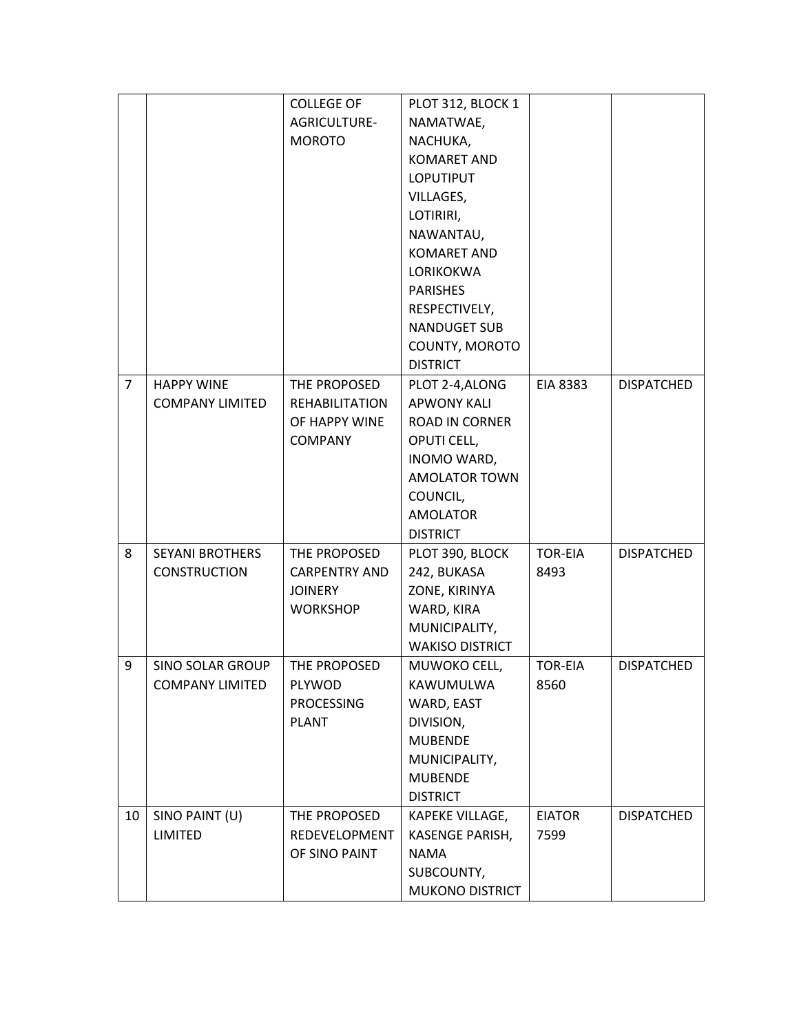| | | | | | |
|---|---|---|---|---|---|
| | | COLLEGE OF AGRICULTURE-MOROTO | PLOT 312, BLOCK 1 NAMATWAE, NACHUKA, KOMARET AND LOPUTIPUT VILLAGES, LOTIRIRI, NAWANTAU, KOMARET AND LORIKOKWA PARISHES RESPECTIVELY, NANDUGET SUB COUNTY, MOROTO DISTRICT | | |
| 7 | HAPPY WINE COMPANY LIMITED | THE PROPOSED REHABILITATION OF HAPPY WINE COMPANY | PLOT 2-4,ALONG APWONY KALI ROAD IN CORNER OPUTI CELL, INOMO WARD, AMOLATOR TOWN COUNCIL, AMOLATOR DISTRICT | EIA 8383 | DISPATCHED |
| 8 | SEYANI BROTHERS CONSTRUCTION | THE PROPOSED CARPENTRY AND JOINERY WORKSHOP | PLOT 390, BLOCK 242, BUKASA ZONE, KIRINYA WARD, KIRA MUNICIPALITY, WAKISO DISTRICT | TOR-EIA 8493 | DISPATCHED |
| 9 | SINO SOLAR GROUP COMPANY LIMITED | THE PROPOSED PLYWOD PROCESSING PLANT | MUWOKO CELL, KAWUMULWA WARD, EAST DIVISION, MUBENDE MUNICIPALITY, MUBENDE DISTRICT | TOR-EIA 8560 | DISPATCHED |
| 10 | SINO PAINT (U) LIMITED | THE PROPOSED REDEVELOPMENT OF SINO PAINT | KAPEKE VILLAGE, KASENGE PARISH, NAMA SUBCOUNTY, MUKONO DISTRICT | EIATOR 7599 | DISPATCHED |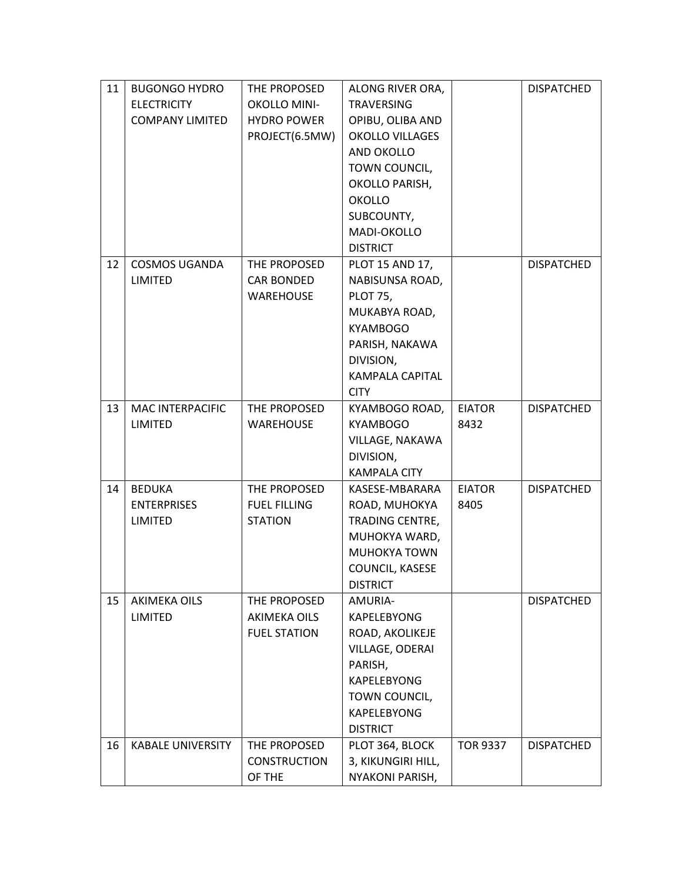| 11 | BUGONGO HYDRO ELECTRICITY COMPANY LIMITED | THE PROPOSED OKOLLO MINI-HYDRO POWER PROJECT(6.5MW) | ALONG RIVER ORA, TRAVERSING OPIBU, OLIBA AND OKOLLO VILLAGES AND OKOLLO TOWN COUNCIL, OKOLLO PARISH, OKOLLO SUBCOUNTY, MADI-OKOLLO DISTRICT | | DISPATCHED |
|---|---|---|---|---|---|
| 12 | COSMOS UGANDA LIMITED | THE PROPOSED CAR BONDED WAREHOUSE | PLOT 15 AND 17, NABISUNSA ROAD, PLOT 75, MUKABYA ROAD, KYAMBOGO PARISH, NAKAWA DIVISION, KAMPALA CAPITAL CITY | | DISPATCHED |
| 13 | MAC INTERPACIFIC LIMITED | THE PROPOSED WAREHOUSE | KYAMBOGO ROAD, KYAMBOGO VILLAGE, NAKAWA DIVISION, KAMPALA CITY | EIATOR 8432 | DISPATCHED |
| 14 | BEDUKA ENTERPRISES LIMITED | THE PROPOSED FUEL FILLING STATION | KASESE-MBARARA ROAD, MUHOKYA TRADING CENTRE, MUHOKYA WARD, MUHOKYA TOWN COUNCIL, KASESE DISTRICT | EIATOR 8405 | DISPATCHED |
| 15 | AKIMEKA OILS LIMITED | THE PROPOSED AKIMEKA OILS FUEL STATION | AMURIA-KAPELEBYONG ROAD, AKOLIKEJE VILLAGE, ODERAI PARISH, KAPELEBYONG TOWN COUNCIL, KAPELEBYONG DISTRICT | | DISPATCHED |
| 16 | KABALE UNIVERSITY | THE PROPOSED CONSTRUCTION OF THE | PLOT 364, BLOCK 3, KIKUNGIRI HILL, NYAKONI PARISH, | TOR 9337 | DISPATCHED |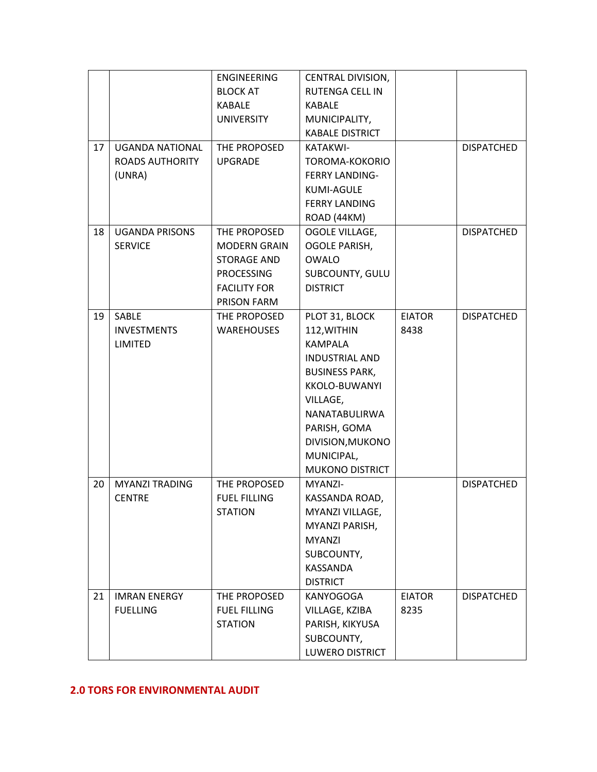| | | | | | |
|---|---|---|---|---|---|
| | | ENGINEERING BLOCK AT KABALE UNIVERSITY | CENTRAL DIVISION, RUTENGA CELL IN KABALE MUNICIPALITY, KABALE DISTRICT | | |
| 17 | UGANDA NATIONAL ROADS AUTHORITY (UNRA) | THE PROPOSED UPGRADE | KATAKWI-TOROMA-KOKORIO FERRY LANDING-KUMI-AGULE FERRY LANDING ROAD (44KM) | | DISPATCHED |
| 18 | UGANDA PRISONS SERVICE | THE PROPOSED MODERN GRAIN STORAGE AND PROCESSING FACILITY FOR PRISON FARM | OGOLE VILLAGE, OGOLE PARISH, OWALO SUBCOUNTY, GULU DISTRICT | | DISPATCHED |
| 19 | SABLE INVESTMENTS LIMITED | THE PROPOSED WAREHOUSES | PLOT 31, BLOCK 112,WITHIN KAMPALA INDUSTRIAL AND BUSINESS PARK, KKOLO-BUWANYI VILLAGE, NANATABULIRWA PARISH, GOMA DIVISION,MUKONO MUNICIPAL, MUKONO DISTRICT | EIATOR 8438 | DISPATCHED |
| 20 | MYANZI TRADING CENTRE | THE PROPOSED FUEL FILLING STATION | MYANZI-KASSANDA ROAD, MYANZI VILLAGE, MYANZI PARISH, MYANZI SUBCOUNTY, KASSANDA DISTRICT | | DISPATCHED |
| 21 | IMRAN ENERGY FUELLING | THE PROPOSED FUEL FILLING STATION | KANYOGOGA VILLAGE, KZIBA PARISH, KIKYUSA SUBCOUNTY, LUWERO DISTRICT | EIATOR 8235 | DISPATCHED |

## 2.0 TORS FOR ENVIRONMENTAL AUDIT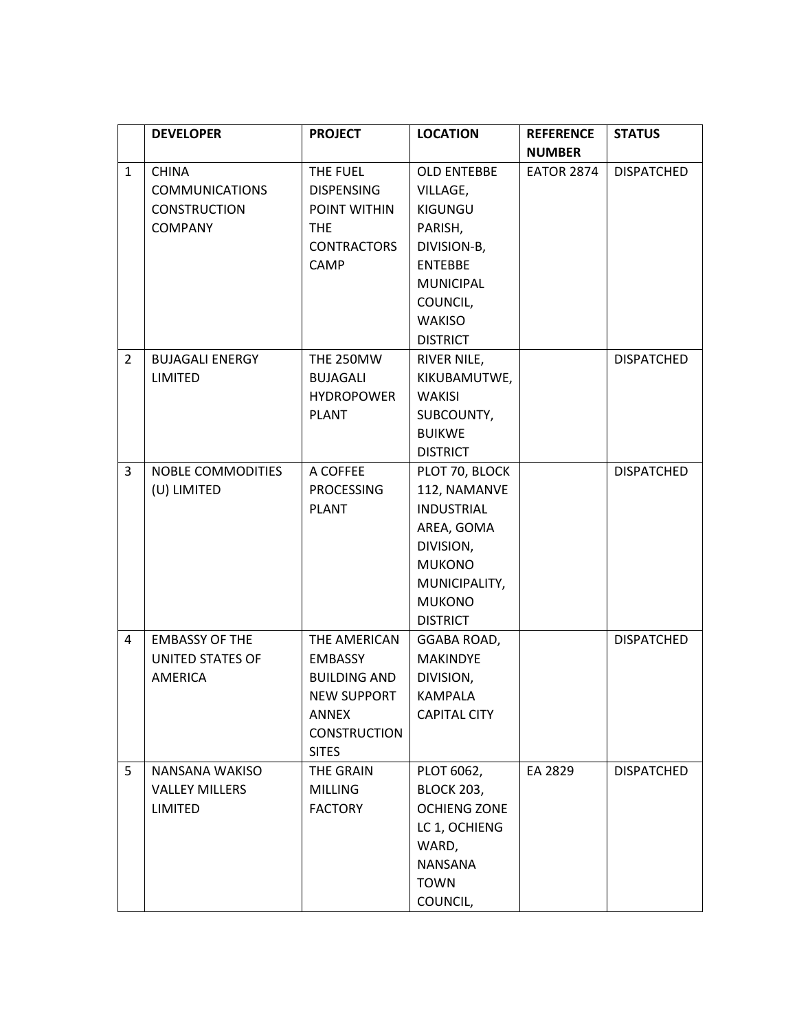| | DEVELOPER | PROJECT | LOCATION | REFERENCE NUMBER | STATUS |
|---|---|---|---|---|---|
| 1 | CHINA COMMUNICATIONS CONSTRUCTION COMPANY | THE FUEL DISPENSING POINT WITHIN THE CONTRACTORS CAMP | OLD ENTEBBE VILLAGE, KIGUNGU PARISH, DIVISION-B, ENTEBBE MUNICIPAL COUNCIL, WAKISO DISTRICT | EATOR 2874 | DISPATCHED |
| 2 | BUJAGALI ENERGY LIMITED | THE 250MW BUJAGALI HYDROPOWER PLANT | RIVER NILE, KIKUBAMUTWE, WAKISI SUBCOUNTY, BUIKWE DISTRICT | | DISPATCHED |
| 3 | NOBLE COMMODITIES (U) LIMITED | A COFFEE PROCESSING PLANT | PLOT 70, BLOCK 112, NAMANVE INDUSTRIAL AREA, GOMA DIVISION, MUKONO MUNICIPALITY, MUKONO DISTRICT | | DISPATCHED |
| 4 | EMBASSY OF THE UNITED STATES OF AMERICA | THE AMERICAN EMBASSY BUILDING AND NEW SUPPORT ANNEX CONSTRUCTION SITES | GGABA ROAD, MAKINDYE DIVISION, KAMPALA CAPITAL CITY | | DISPATCHED |
| 5 | NANSANA WAKISO VALLEY MILLERS LIMITED | THE GRAIN MILLING FACTORY | PLOT 6062, BLOCK 203, OCHIENG ZONE LC 1, OCHIENG WARD, NANSANA TOWN COUNCIL, | EA 2829 | DISPATCHED |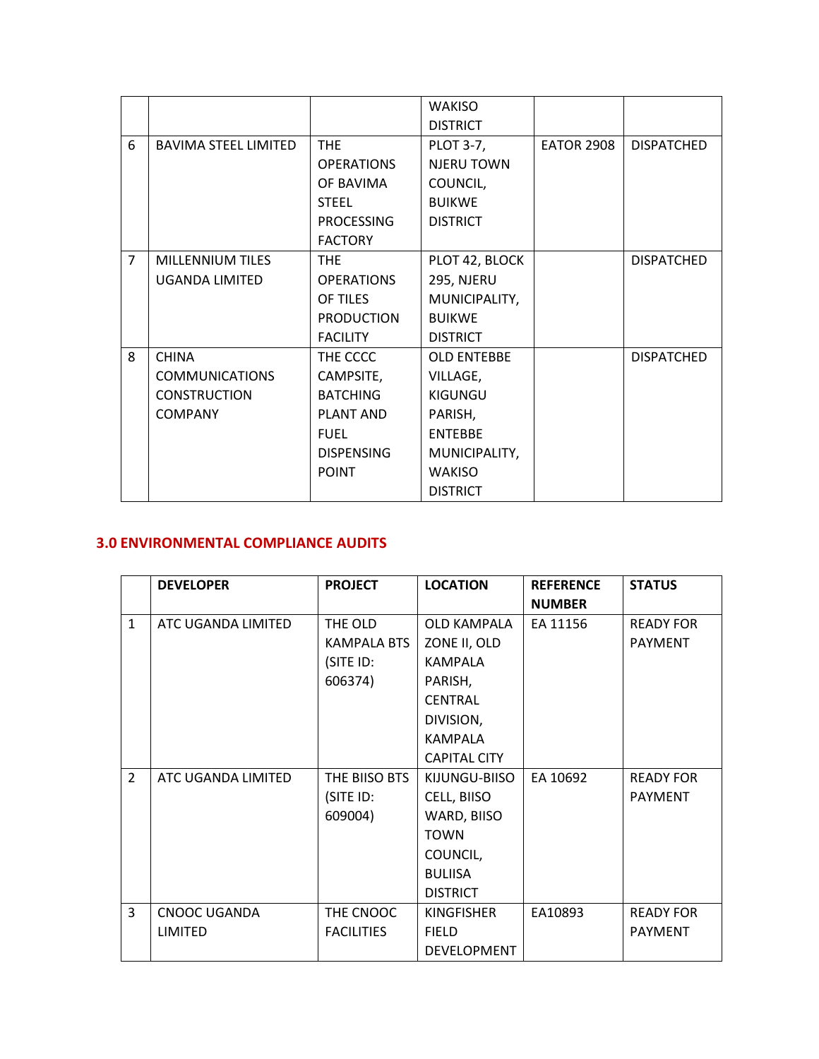| | | | WAKISO DISTRICT | | |
|---|---|---|---|---|---|
| 6 | BAVIMA STEEL LIMITED | THE OPERATIONS OF BAVIMA STEEL PROCESSING FACTORY | PLOT 3-7, NJERU TOWN COUNCIL, BUIKWE DISTRICT | EATOR 2908 | DISPATCHED |
| 7 | MILLENNIUM TILES UGANDA LIMITED | THE OPERATIONS OF TILES PRODUCTION FACILITY | PLOT 42, BLOCK 295, NJERU MUNICIPALITY, BUIKWE DISTRICT | | DISPATCHED |
| 8 | CHINA COMMUNICATIONS CONSTRUCTION COMPANY | THE CCCC CAMPSITE, BATCHING PLANT AND FUEL DISPENSING POINT | OLD ENTEBBE VILLAGE, KIGUNGU PARISH, ENTEBBE MUNICIPALITY, WAKISO DISTRICT | | DISPATCHED |

## 3.0 ENVIRONMENTAL COMPLIANCE AUDITS

| | DEVELOPER | PROJECT | LOCATION | REFERENCE NUMBER | STATUS |
|---|---|---|---|---|---|
| 1 | ATC UGANDA LIMITED | THE OLD KAMPALA BTS (SITE ID: 606374) | OLD KAMPALA ZONE II, OLD KAMPALA PARISH, CENTRAL DIVISION, KAMPALA CAPITAL CITY | EA 11156 | READY FOR PAYMENT |
| 2 | ATC UGANDA LIMITED | THE BIISO BTS (SITE ID: 609004) | KIJUNGU-BIISO CELL, BIISO WARD, BIISO TOWN COUNCIL, BULIISA DISTRICT | EA 10692 | READY FOR PAYMENT |
| 3 | CNOOC UGANDA LIMITED | THE CNOOC FACILITIES | KINGFISHER FIELD DEVELOPMENT | EA10893 | READY FOR PAYMENT |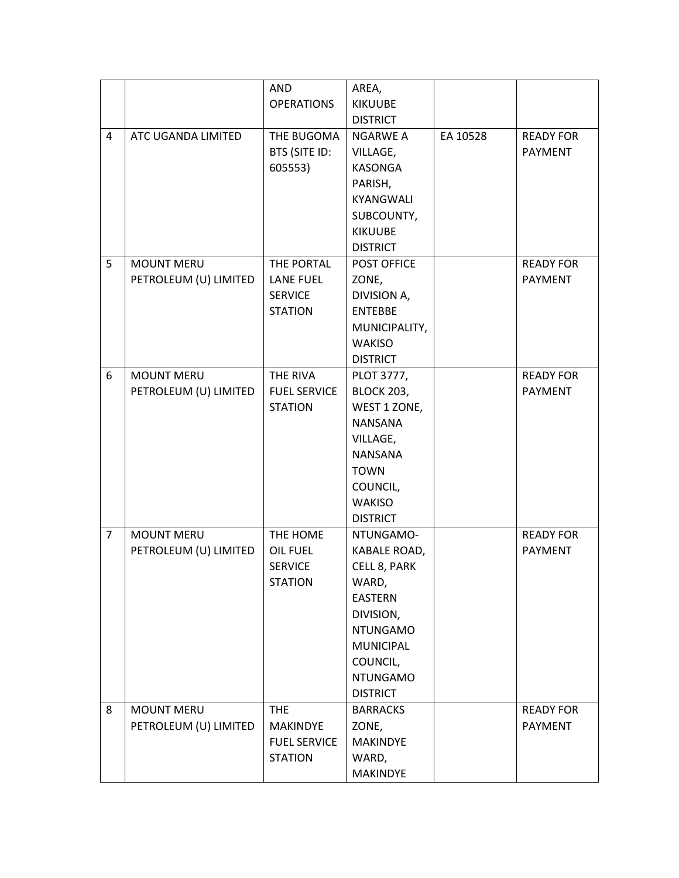|   |   | AND OPERATIONS | AREA, KIKUUBE DISTRICT |   |   |
|---|---|---|---|---|---|
| 4 | ATC UGANDA LIMITED | THE BUGOMA BTS (SITE ID: 605553) | NGARWE A VILLAGE, KASONGA PARISH, KYANGWALI SUBCOUNTY, KIKUUBE DISTRICT | EA 10528 | READY FOR PAYMENT |
| 5 | MOUNT MERU PETROLEUM (U) LIMITED | THE PORTAL LANE FUEL SERVICE STATION | POST OFFICE ZONE, DIVISION A, ENTEBBE MUNICIPALITY, WAKISO DISTRICT |   | READY FOR PAYMENT |
| 6 | MOUNT MERU PETROLEUM (U) LIMITED | THE RIVA FUEL SERVICE STATION | PLOT 3777, BLOCK 203, WEST 1 ZONE, NANSANA VILLAGE, NANSANA TOWN COUNCIL, WAKISO DISTRICT |   | READY FOR PAYMENT |
| 7 | MOUNT MERU PETROLEUM (U) LIMITED | THE HOME OIL FUEL SERVICE STATION | NTUNGAMO-KABALE ROAD, CELL 8, PARK WARD, EASTERN DIVISION, NTUNGAMO MUNICIPAL COUNCIL, NTUNGAMO DISTRICT |   | READY FOR PAYMENT |
| 8 | MOUNT MERU PETROLEUM (U) LIMITED | THE MAKINDYE FUEL SERVICE STATION | BARRACKS ZONE, MAKINDYE WARD, MAKINDYE |   | READY FOR PAYMENT |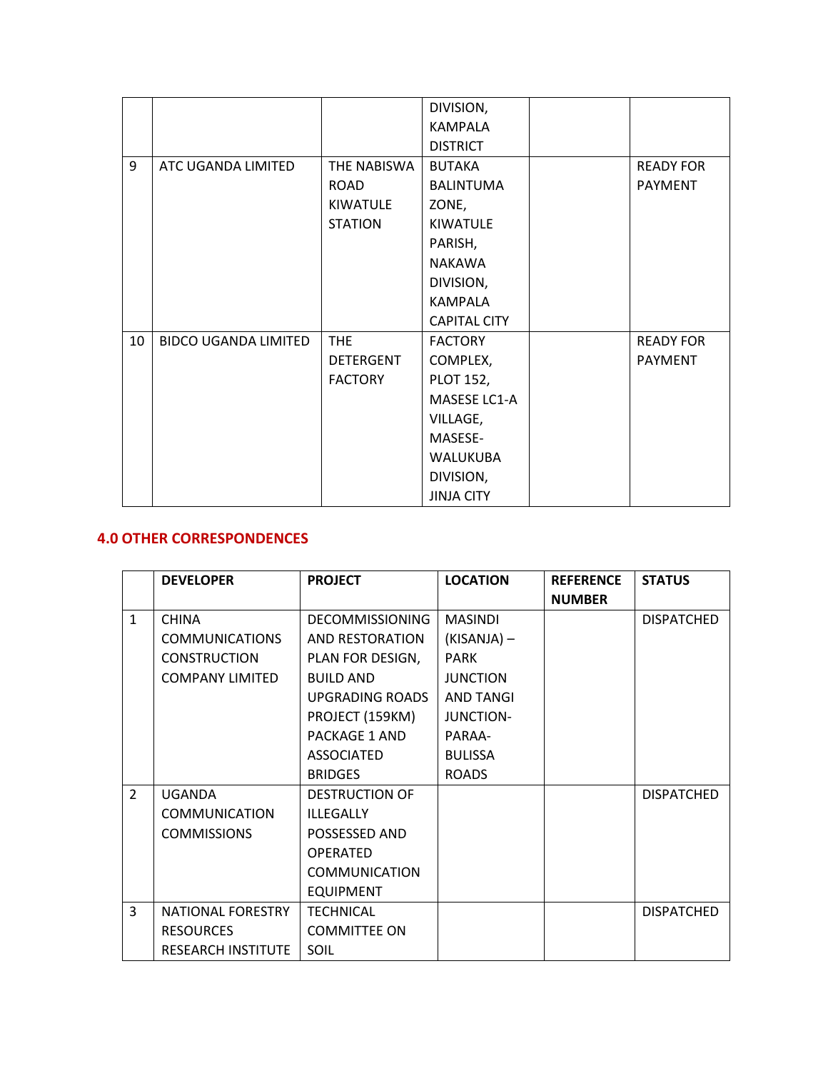| | | | | | |
|---|---|---|---|---|---|
| | | | DIVISION, KAMPALA DISTRICT | | |
| 9 | ATC UGANDA LIMITED | THE NABISWA ROAD KIWATULE STATION | BUTAKA BALINTUMA ZONE, KIWATULE PARISH, NAKAWA DIVISION, KAMPALA CAPITAL CITY | | READY FOR PAYMENT |
| 10 | BIDCO UGANDA LIMITED | THE DETERGENT FACTORY | FACTORY COMPLEX, PLOT 152, MASESE LC1-A VILLAGE, MASESE-WALUKUBA DIVISION, JINJA CITY | | READY FOR PAYMENT |

## 4.0 OTHER CORRESPONDENCES

| | DEVELOPER | PROJECT | LOCATION | REFERENCE NUMBER | STATUS |
|---|---|---|---|---|---|
| 1 | CHINA COMMUNICATIONS CONSTRUCTION COMPANY LIMITED | DECOMMISSIONING AND RESTORATION PLAN FOR DESIGN, BUILD AND UPGRADING ROADS PROJECT (159KM) PACKAGE 1 AND ASSOCIATED BRIDGES | MASINDI (KISANJA) – PARK JUNCTION AND TANGI JUNCTION-PARAA-BULISSA ROADS | | DISPATCHED |
| 2 | UGANDA COMMUNICATION COMMISSIONS | DESTRUCTION OF ILLEGALLY POSSESSED AND OPERATED COMMUNICATION EQUIPMENT | | | DISPATCHED |
| 3 | NATIONAL FORESTRY RESOURCES RESEARCH INSTITUTE | TECHNICAL COMMITTEE ON SOIL | | | DISPATCHED |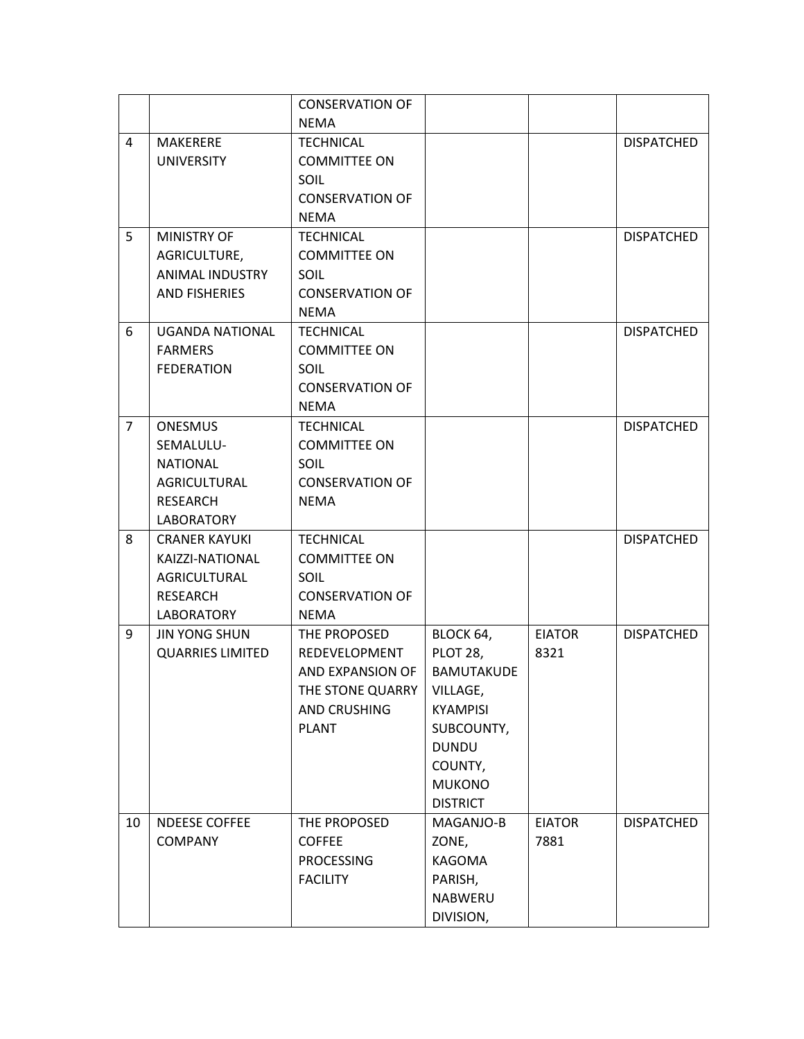| | | | | | |
|---|---|---|---|---|---|
| | | CONSERVATION OF NEMA | | | |
| 4 | MAKERERE UNIVERSITY | TECHNICAL COMMITTEE ON SOIL CONSERVATION OF NEMA | | | DISPATCHED |
| 5 | MINISTRY OF AGRICULTURE, ANIMAL INDUSTRY AND FISHERIES | TECHNICAL COMMITTEE ON SOIL CONSERVATION OF NEMA | | | DISPATCHED |
| 6 | UGANDA NATIONAL FARMERS FEDERATION | TECHNICAL COMMITTEE ON SOIL CONSERVATION OF NEMA | | | DISPATCHED |
| 7 | ONESMUS SEMALULU-NATIONAL AGRICULTURAL RESEARCH LABORATORY | TECHNICAL COMMITTEE ON SOIL CONSERVATION OF NEMA | | | DISPATCHED |
| 8 | CRANER KAYUKI KAIZZI-NATIONAL AGRICULTURAL RESEARCH LABORATORY | TECHNICAL COMMITTEE ON SOIL CONSERVATION OF NEMA | | | DISPATCHED |
| 9 | JIN YONG SHUN QUARRIES LIMITED | THE PROPOSED REDEVELOPMENT AND EXPANSION OF THE STONE QUARRY AND CRUSHING PLANT | BLOCK 64, PLOT 28, BAMUTAKUDE VILLAGE, KYAMPISI SUBCOUNTY, DUNDU COUNTY, MUKONO DISTRICT | EIATOR 8321 | DISPATCHED |
| 10 | NDEESE COFFEE COMPANY | THE PROPOSED COFFEE PROCESSING FACILITY | MAGANJO-B ZONE, KAGOMA PARISH, NABWERU DIVISION, | EIATOR 7881 | DISPATCHED |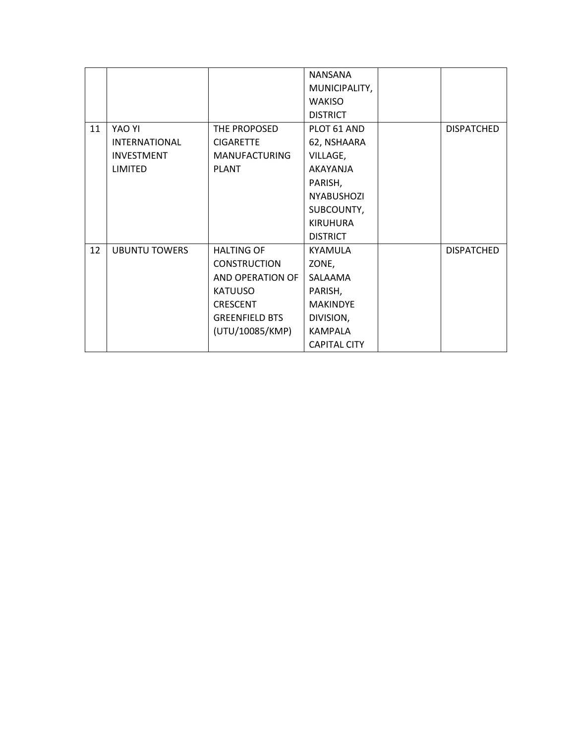| | | | | | |
|---|---|---|---|---|---|
| | | | NANSANA MUNICIPALITY, WAKISO DISTRICT | | |
| 11 | YAO YI INTERNATIONAL INVESTMENT LIMITED | THE PROPOSED CIGARETTE MANUFACTURING PLANT | PLOT 61 AND 62, NSHAARA VILLAGE, AKAYANJA PARISH, NYABUSHOZI SUBCOUNTY, KIRUHURA DISTRICT | | DISPATCHED |
| 12 | UBUNTU TOWERS | HALTING OF CONSTRUCTION AND OPERATION OF KATUUSO CRESCENT GREENFIELD BTS (UTU/10085/KMP) | KYAMULA ZONE, SALAAMA PARISH, MAKINDYE DIVISION, KAMPALA CAPITAL CITY | | DISPATCHED |